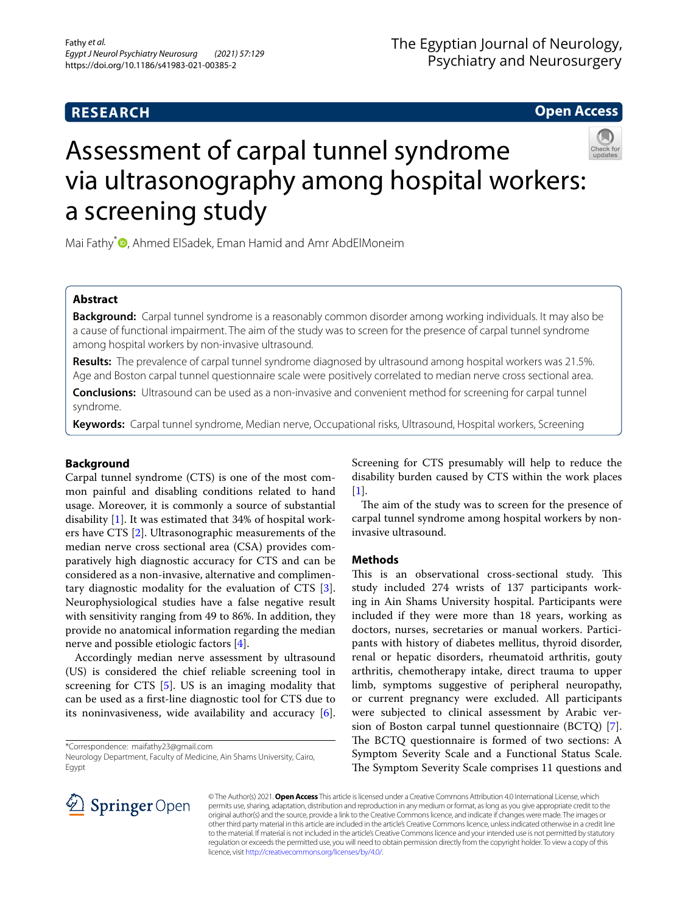RESEARCH

Open Access

# Assessment of carpal tunnel syndrome via ultrasonography among hospital workers: a screening study

Mai Fathy*, Ahmed ElSadek, Eman Hamid and Amr AbdElMoneim

## Abstract

**Background:** Carpal tunnel syndrome is a reasonably common disorder among working individuals. It may also be a cause of functional impairment. The aim of the study was to screen for the presence of carpal tunnel syndrome among hospital workers by non-invasive ultrasound.

**Results:** The prevalence of carpal tunnel syndrome diagnosed by ultrasound among hospital workers was 21.5%. Age and Boston carpal tunnel questionnaire scale were positively correlated to median nerve cross sectional area.

**Conclusions:** Ultrasound can be used as a non-invasive and convenient method for screening for carpal tunnel syndrome.

**Keywords:** Carpal tunnel syndrome, Median nerve, Occupational risks, Ultrasound, Hospital workers, Screening

## Background

Carpal tunnel syndrome (CTS) is one of the most common painful and disabling conditions related to hand usage. Moreover, it is commonly a source of substantial disability [1]. It was estimated that 34% of hospital workers have CTS [2]. Ultrasonographic measurements of the median nerve cross sectional area (CSA) provides comparatively high diagnostic accuracy for CTS and can be considered as a non-invasive, alternative and complimentary diagnostic modality for the evaluation of CTS [3]. Neurophysiological studies have a false negative result with sensitivity ranging from 49 to 86%. In addition, they provide no anatomical information regarding the median nerve and possible etiologic factors [4].

Accordingly median nerve assessment by ultrasound (US) is considered the chief reliable screening tool in screening for CTS [5]. US is an imaging modality that can be used as a first-line diagnostic tool for CTS due to its noninvasiveness, wide availability and accuracy [6]. Screening for CTS presumably will help to reduce the disability burden caused by CTS within the work places [1].

The aim of the study was to screen for the presence of carpal tunnel syndrome among hospital workers by non-invasive ultrasound.

## Methods

This is an observational cross-sectional study. This study included 274 wrists of 137 participants working in Ain Shams University hospital. Participants were included if they were more than 18 years, working as doctors, nurses, secretaries or manual workers. Participants with history of diabetes mellitus, thyroid disorder, renal or hepatic disorders, rheumatoid arthritis, gouty arthritis, chemotherapy intake, direct trauma to upper limb, symptoms suggestive of peripheral neuropathy, or current pregnancy were excluded. All participants were subjected to clinical assessment by Arabic version of Boston carpal tunnel questionnaire (BCTQ) [7]. The BCTQ questionnaire is formed of two sections: A Symptom Severity Scale and a Functional Status Scale. The Symptom Severity Scale comprises 11 questions and

*Correspondence: maifathy23@gmail.com
Neurology Department, Faculty of Medicine, Ain Shams University, Cairo, Egypt

© The Author(s) 2021. **Open Access** This article is licensed under a Creative Commons Attribution 4.0 International License, which permits use, sharing, adaptation, distribution and reproduction in any medium or format, as long as you give appropriate credit to the original author(s) and the source, provide a link to the Creative Commons licence, and indicate if changes were made. The images or other third party material in this article are included in the article's Creative Commons licence, unless indicated otherwise in a credit line to the material. If material is not included in the article's Creative Commons licence and your intended use is not permitted by statutory regulation or exceeds the permitted use, you will need to obtain permission directly from the copyright holder. To view a copy of this licence, visit http://creativecommons.org/licenses/by/4.0/.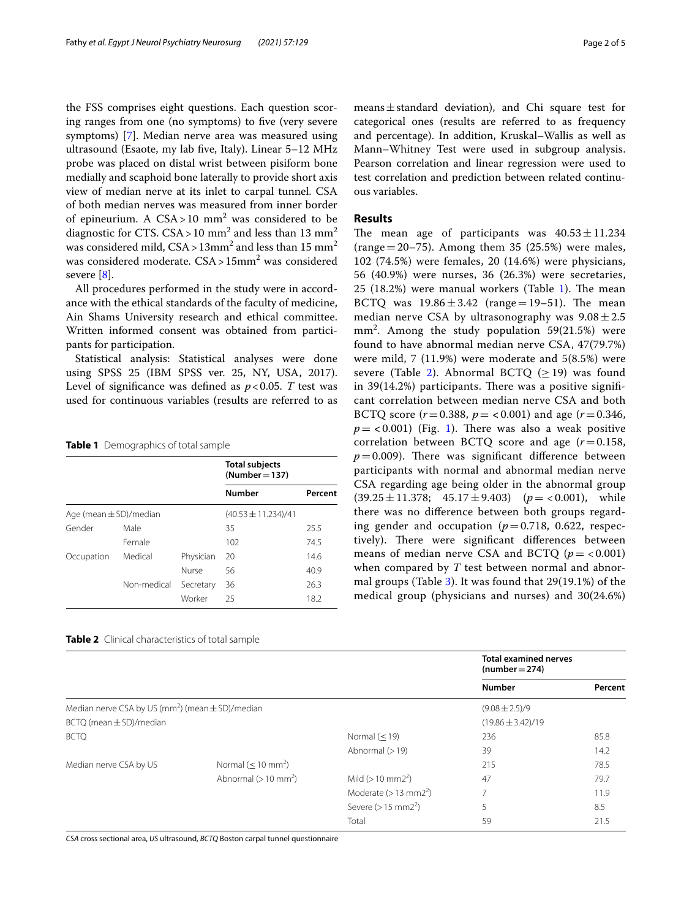the FSS comprises eight questions. Each question scoring ranges from one (no symptoms) to five (very severe symptoms) [7]. Median nerve area was measured using ultrasound (Esaote, my lab five, Italy). Linear 5–12 MHz probe was placed on distal wrist between pisiform bone medially and scaphoid bone laterally to provide short axis view of median nerve at its inlet to carpal tunnel. CSA of both median nerves was measured from inner border of epineurium. A CSA > 10 $mm^2$ was considered to be diagnostic for CTS. CSA > 10 $mm^2$ and less than 13 $mm^2$ was considered mild, CSA > 13$mm^2$ and less than 15 $mm^2$ was considered moderate. CSA > 15$mm^2$ was considered severe [8].

All procedures performed in the study were in accordance with the ethical standards of the faculty of medicine, Ain Shams University research and ethical committee. Written informed consent was obtained from participants for participation.

Statistical analysis: Statistical analyses were done using SPSS 25 (IBM SPSS ver. 25, NY, USA, 2017). Level of significance was defined as $p < 0.05$. *T* test was used for continuous variables (results are referred to as means ± standard deviation), and Chi square test for categorical ones (results are referred to as frequency and percentage). In addition, Kruskal–Wallis as well as Mann–Whitney Test were used in subgroup analysis. Pearson correlation and linear regression were used to test correlation and prediction between related continuous variables.

**Table 1** Demographics of total sample

| | | | Total subjects (Number = 137) | |
|---|---|---|---|---|
| | | | **Number** | **Percent** |
| Age (mean ± SD)/median | | | (40.53 ± 11.234)/41 | |
| Gender | Male | | 35 | 25.5 |
| | Female | | 102 | 74.5 |
| Occupation | Medical | Physician | 20 | 14.6 |
| | | Nurse | 56 | 40.9 |
| | Non-medical | Secretary | 36 | 26.3 |
| | | Worker | 25 | 18.2 |

## Results

The mean age of participants was 40.53 ± 11.234 (range = 20–75). Among them 35 (25.5%) were males, 102 (74.5%) were females, 20 (14.6%) were physicians, 56 (40.9%) were nurses, 36 (26.3%) were secretaries, 25 (18.2%) were manual workers (Table 1). The mean BCTQ was 19.86 ± 3.42 (range = 19–51). The mean median nerve CSA by ultrasonography was 9.08 ± 2.5 $mm^2$. Among the study population 59(21.5%) were found to have abnormal median nerve CSA, 47(79.7%) were mild, 7 (11.9%) were moderate and 5(8.5%) were severe (Table 2). Abnormal BCTQ (≥ 19) was found in 39(14.2%) participants. There was a positive significant correlation between median nerve CSA and both BCTQ score ($r = 0.388$, $p = < 0.001$) and age ($r = 0.346$, $p = < 0.001$) (Fig. 1). There was also a weak positive correlation between BCTQ score and age ($r = 0.158$, $p = 0.009$). There was significant difference between participants with normal and abnormal median nerve CSA regarding age being older in the abnormal group (39.25 ± 11.378; 45.17 ± 9.403) ($p = < 0.001$), while there was no difference between both groups regarding gender and occupation ($p = 0.718$, 0.622, respectively). There were significant differences between means of median nerve CSA and BCTQ ($p = < 0.001$) when compared by *T* test between normal and abnormal groups (Table 3). It was found that 29(19.1%) of the medical group (physicians and nurses) and 30(24.6%)

**Table 2** Clinical characteristics of total sample

| | | | Total examined nerves (number = 274) | |
|---|---|---|---|---|
| | | | **Number** | **Percent** |
| Median nerve CSA by US ($mm^2$) (mean ± SD)/median | | | (9.08 ± 2.5)/9 | |
| BCTQ (mean ± SD)/median | | | (19.86 ± 3.42)/19 | |
| BCTQ | | Normal (≤ 19) | 236 | 85.8 |
| | | Abnormal (> 19) | 39 | 14.2 |
| Median nerve CSA by US | Normal (≤ 10 $mm^2$) | | 215 | 78.5 |
| | Abnormal (> 10 $mm^2$) | Mild (> 10 mm$2^2$) | 47 | 79.7 |
| | | Moderate (> 13 mm$2^2$) | 7 | 11.9 |
| | | Severe (> 15 mm$2^2$) | 5 | 8.5 |
| | | Total | 59 | 21.5 |

*CSA* cross sectional area, *US* ultrasound, *BCTQ* Boston carpal tunnel questionnaire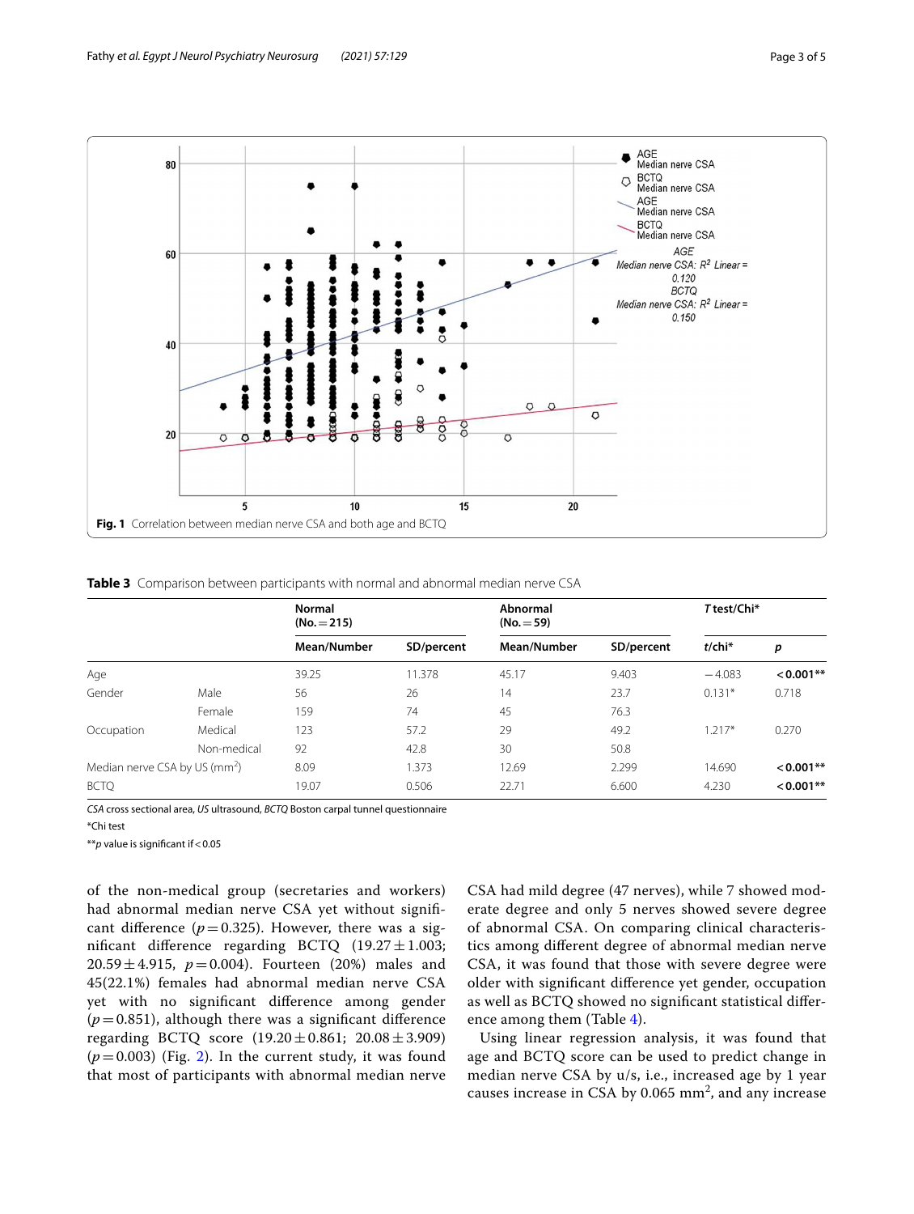Fig. 1 Correlation between median nerve CSA and both age and BCTQ

**Table 3** Comparison between participants with normal and abnormal median nerve CSA

| | | Normal (No. = 215) | | Abnormal (No. = 59) | | *T* test/Chi* | |
|---|---|---|---|---|---|---|---|
| | | Mean/Number | SD/percent | Mean/Number | SD/percent | *t*/chi* | *p* |
| Age | | 39.25 | 11.378 | 45.17 | 9.403 | −4.083 | **< 0.001**** |
| Gender | Male | 56 | 26 | 14 | 23.7 | 0.131* | 0.718 |
| | Female | 159 | 74 | 45 | 76.3 | | |
| Occupation | Medical | 123 | 57.2 | 29 | 49.2 | 1.217* | 0.270 |
| | Non-medical | 92 | 42.8 | 30 | 50.8 | | |
| Median nerve CSA by US ($mm^2$) | | 8.09 | 1.373 | 12.69 | 2.299 | 14.690 | **< 0.001**** |
| BCTQ | | 19.07 | 0.506 | 22.71 | 6.600 | 4.230 | **< 0.001**** |

*CSA* cross sectional area, *US* ultrasound, *BCTQ* Boston carpal tunnel questionnaire

*Chi test

***p* value is significant if < 0.05

of the non-medical group (secretaries and workers) had abnormal median nerve CSA yet without significant difference ($p = 0.325$). However, there was a significant difference regarding BCTQ ($19.27 \pm 1.003$; $20.59 \pm 4.915$, $p = 0.004$). Fourteen (20%) males and 45(22.1%) females had abnormal median nerve CSA yet with no significant difference among gender ($p = 0.851$), although there was a significant difference regarding BCTQ score ($19.20 \pm 0.861$; $20.08 \pm 3.909$) ($p = 0.003$) (Fig. 2). In the current study, it was found that most of participants with abnormal median nerve CSA had mild degree (47 nerves), while 7 showed moderate degree and only 5 nerves showed severe degree of abnormal CSA. On comparing clinical characteristics among different degree of abnormal median nerve CSA, it was found that those with severe degree were older with significant difference yet gender, occupation as well as BCTQ showed no significant statistical difference among them (Table 4).

Using linear regression analysis, it was found that age and BCTQ score can be used to predict change in median nerve CSA by u/s, i.e., increased age by 1 year causes increase in CSA by 0.065 $mm^2$, and any increase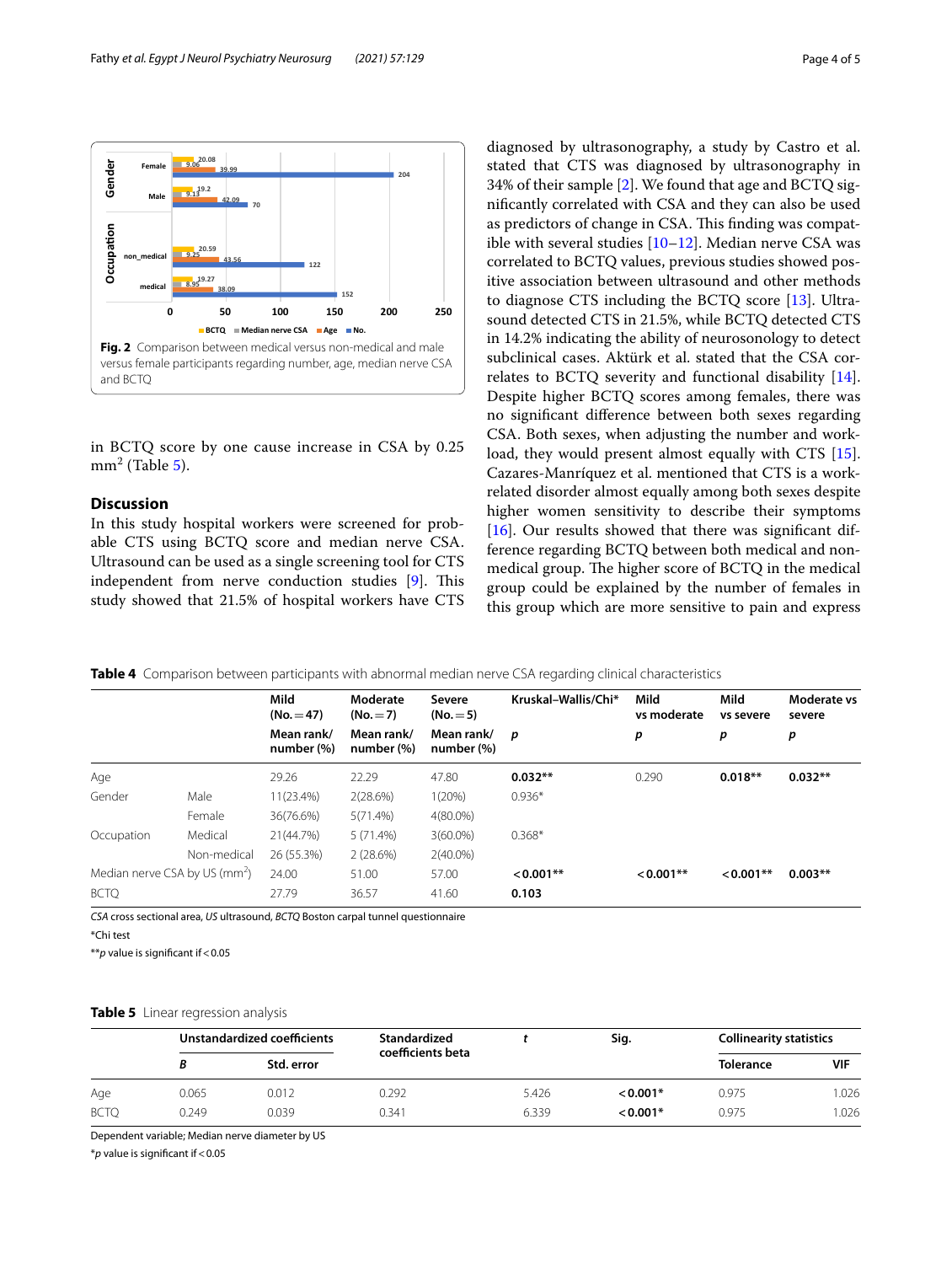Fig. 2 Comparison between medical versus non-medical and male versus female participants regarding number, age, median nerve CSA and BCTQ

in BCTQ score by one cause increase in CSA by 0.25 $mm^2$ (Table 5).

## Discussion

In this study hospital workers were screened for probable CTS using BCTQ score and median nerve CSA. Ultrasound can be used as a single screening tool for CTS independent from nerve conduction studies [9]. This study showed that 21.5% of hospital workers have CTS diagnosed by ultrasonography, a study by Castro et al. stated that CTS was diagnosed by ultrasonography in 34% of their sample [2]. We found that age and BCTQ significantly correlated with CSA and they can also be used as predictors of change in CSA. This finding was compatible with several studies [10–12]. Median nerve CSA was correlated to BCTQ values, previous studies showed positive association between ultrasound and other methods to diagnose CTS including the BCTQ score [13]. Ultrasound detected CTS in 21.5%, while BCTQ detected CTS in 14.2% indicating the ability of neurosonology to detect subclinical cases. Aktürk et al. stated that the CSA correlates to BCTQ severity and functional disability [14]. Despite higher BCTQ scores among females, there was no significant difference between both sexes regarding CSA. Both sexes, when adjusting the number and workload, they would present almost equally with CTS [15]. Cazares-Manríquez et al. mentioned that CTS is a work-related disorder almost equally among both sexes despite higher women sensitivity to describe their symptoms [16]. Our results showed that there was significant difference regarding BCTQ between both medical and non-medical group. The higher score of BCTQ in the medical group could be explained by the number of females in this group which are more sensitive to pain and express

**Table 4** Comparison between participants with abnormal median nerve CSA regarding clinical characteristics

| | | Mild (No. = 47) | Moderate (No. = 7) | Severe (No. = 5) | Kruskal–Wallis/Chi* | Mild vs moderate | Mild vs severe | Moderate vs severe |
|---|---|---|---|---|---|---|---|---|
| | | Mean rank/ number (%) | Mean rank/ number (%) | Mean rank/ number (%) | *p* | *p* | *p* | *p* |
| Age | | 29.26 | 22.29 | 47.80 | **0.032**** | 0.290 | **0.018**** | **0.032**** |
| Gender | Male | 11(23.4%) | 2(28.6%) | 1(20%) | 0.936* | | | |
| | Female | 36(76.6%) | 5(71.4%) | 4(80.0%) | | | | |
| Occupation | Medical | 21(44.7%) | 5 (71.4%) | 3(60.0%) | 0.368* | | | |
| | Non-medical | 26 (55.3%) | 2 (28.6%) | 2(40.0%) | | | | |
| Median nerve CSA by US ($mm^2$) | | 24.00 | 51.00 | 57.00 | **< 0.001**** | **< 0.001**** | **< 0.001**** | **0.003**** |
| BCTQ | | 27.79 | 36.57 | 41.60 | **0.103** | | | |

*CSA* cross sectional area, *US* ultrasound, *BCTQ* Boston carpal tunnel questionnaire

*Chi test

***p* value is significant if < 0.05

**Table 5** Linear regression analysis

| | Unstandardized coefficients | | Standardized coefficients beta | *t* | Sig. | Collinearity statistics | |
|---|---|---|---|---|---|---|---|
| | *B* | Std. error | | | | Tolerance | VIF |
| Age | 0.065 | 0.012 | 0.292 | 5.426 | **< 0.001*** | 0.975 | 1.026 |
| BCTQ | 0.249 | 0.039 | 0.341 | 6.339 | **< 0.001*** | 0.975 | 1.026 |

Dependent variable; Median nerve diameter by US

**p* value is significant if < 0.05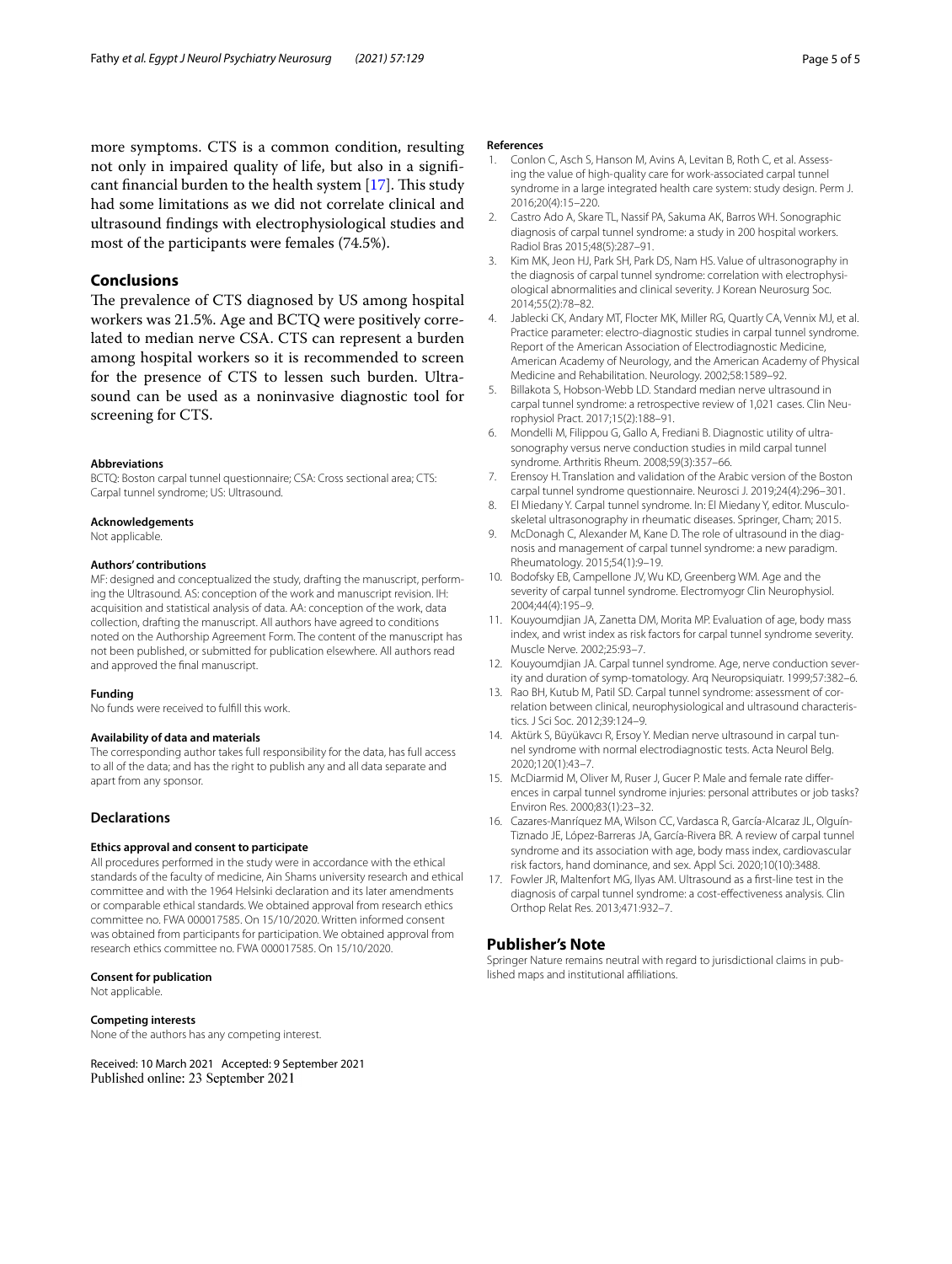more symptoms. CTS is a common condition, resulting not only in impaired quality of life, but also in a significant financial burden to the health system [17]. This study had some limitations as we did not correlate clinical and ultrasound findings with electrophysiological studies and most of the participants were females (74.5%).

## Conclusions

The prevalence of CTS diagnosed by US among hospital workers was 21.5%. Age and BCTQ were positively correlated to median nerve CSA. CTS can represent a burden among hospital workers so it is recommended to screen for the presence of CTS to lessen such burden. Ultrasound can be used as a noninvasive diagnostic tool for screening for CTS.

#### Abbreviations

BCTQ: Boston carpal tunnel questionnaire; CSA: Cross sectional area; CTS: Carpal tunnel syndrome; US: Ultrasound.

#### Acknowledgements

Not applicable.

#### Authors' contributions

MF: designed and conceptualized the study, drafting the manuscript, performing the Ultrasound. AS: conception of the work and manuscript revision. IH: acquisition and statistical analysis of data. AA: conception of the work, data collection, drafting the manuscript. All authors have agreed to conditions noted on the Authorship Agreement Form. The content of the manuscript has not been published, or submitted for publication elsewhere. All authors read and approved the final manuscript.

#### Funding

No funds were received to fulfill this work.

#### Availability of data and materials

The corresponding author takes full responsibility for the data, has full access to all of the data; and has the right to publish any and all data separate and apart from any sponsor.

### Declarations

#### Ethics approval and consent to participate

All procedures performed in the study were in accordance with the ethical standards of the faculty of medicine, Ain Shams university research and ethical committee and with the 1964 Helsinki declaration and its later amendments or comparable ethical standards. We obtained approval from research ethics committee no. FWA 000017585. On 15/10/2020. Written informed consent was obtained from participants for participation. We obtained approval from research ethics committee no. FWA 000017585. On 15/10/2020.

#### Consent for publication

Not applicable.

#### Competing interests

None of the authors has any competing interest.

Received: 10 March 2021 Accepted: 9 September 2021
Published online: 23 September 2021

#### References

1. Conlon C, Asch S, Hanson M, Avins A, Levitan B, Roth C, et al. Assessing the value of high-quality care for work-associated carpal tunnel syndrome in a large integrated health care system: study design. Perm J. 2016;20(4):15–220.
2. Castro Ado A, Skare TL, Nassif PA, Sakuma AK, Barros WH. Sonographic diagnosis of carpal tunnel syndrome: a study in 200 hospital workers. Radiol Bras 2015;48(5):287–91.
3. Kim MK, Jeon HJ, Park SH, Park DS, Nam HS. Value of ultrasonography in the diagnosis of carpal tunnel syndrome: correlation with electrophysiological abnormalities and clinical severity. J Korean Neurosurg Soc. 2014;55(2):78–82.
4. Jablecki CK, Andary MT, Flocter MK, Miller RG, Quartly CA, Vennix MJ, et al. Practice parameter: electro-diagnostic studies in carpal tunnel syndrome. Report of the American Association of Electrodiagnostic Medicine, American Academy of Neurology, and the American Academy of Physical Medicine and Rehabilitation. Neurology. 2002;58:1589–92.
5. Billakota S, Hobson-Webb LD. Standard median nerve ultrasound in carpal tunnel syndrome: a retrospective review of 1,021 cases. Clin Neurophysiol Pract. 2017;15(2):188–91.
6. Mondelli M, Filippou G, Gallo A, Frediani B. Diagnostic utility of ultrasonography versus nerve conduction studies in mild carpal tunnel syndrome. Arthritis Rheum. 2008;59(3):357–66.
7. Erensoy H. Translation and validation of the Arabic version of the Boston carpal tunnel syndrome questionnaire. Neurosci J. 2019;24(4):296–301.
8. El Miedany Y. Carpal tunnel syndrome. In: El Miedany Y, editor. Musculoskeletal ultrasonography in rheumatic diseases. Springer, Cham; 2015.
9. McDonagh C, Alexander M, Kane D. The role of ultrasound in the diagnosis and management of carpal tunnel syndrome: a new paradigm. Rheumatology. 2015;54(1):9–19.
10. Bodofsky EB, Campellone JV, Wu KD, Greenberg WM. Age and the severity of carpal tunnel syndrome. Electromyogr Clin Neurophysiol. 2004;44(4):195–9.
11. Kouyoumdjian JA, Zanetta DM, Morita MP. Evaluation of age, body mass index, and wrist index as risk factors for carpal tunnel syndrome severity. Muscle Nerve. 2002;25:93–7.
12. Kouyoumdjian JA. Carpal tunnel syndrome. Age, nerve conduction severity and duration of symp-tomatology. Arq Neuropsiquiatr. 1999;57:382–6.
13. Rao BH, Kutub M, Patil SD. Carpal tunnel syndrome: assessment of correlation between clinical, neurophysiological and ultrasound characteristics. J Sci Soc. 2012;39:124–9.
14. Aktürk S, Büyükavcı R, Ersoy Y. Median nerve ultrasound in carpal tunnel syndrome with normal electrodiagnostic tests. Acta Neurol Belg. 2020;120(1):43–7.
15. McDiarmid M, Oliver M, Ruser J, Gucer P. Male and female rate differences in carpal tunnel syndrome injuries: personal attributes or job tasks? Environ Res. 2000;83(1):23–32.
16. Cazares-Manríquez MA, Wilson CC, Vardasca R, García-Alcaraz JL, Olguín-Tiznado JE, López-Barreras JA, García-Rivera BR. A review of carpal tunnel syndrome and its association with age, body mass index, cardiovascular risk factors, hand dominance, and sex. Appl Sci. 2020;10(10):3488.
17. Fowler JR, Maltenfort MG, Ilyas AM. Ultrasound as a first-line test in the diagnosis of carpal tunnel syndrome: a cost-effectiveness analysis. Clin Orthop Relat Res. 2013;471:932–7.

## Publisher's Note

Springer Nature remains neutral with regard to jurisdictional claims in published maps and institutional affiliations.